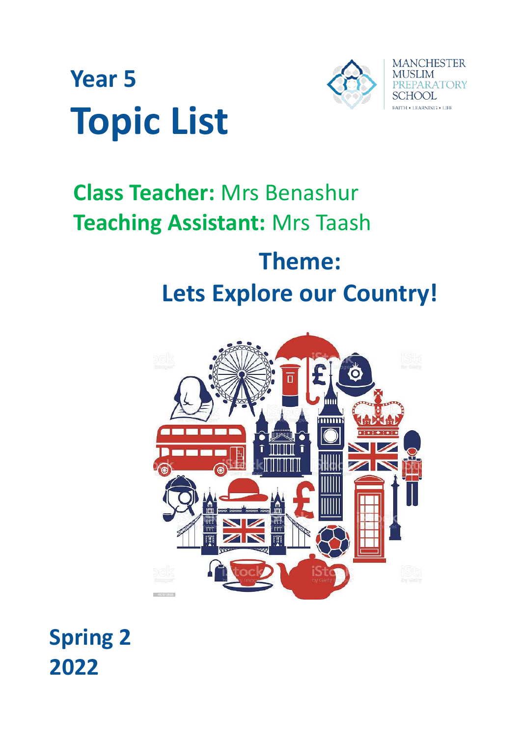# Year 5
# Topic List

MANCHESTER MUSLIM PREPARATORY SCHOOL
FAITH • LEARNING • LIFE

**Class Teacher:** Mrs Benashur
**Teaching Assistant:** Mrs Taash

## Theme:
## Lets Explore our Country!

**Spring 2**
**2022**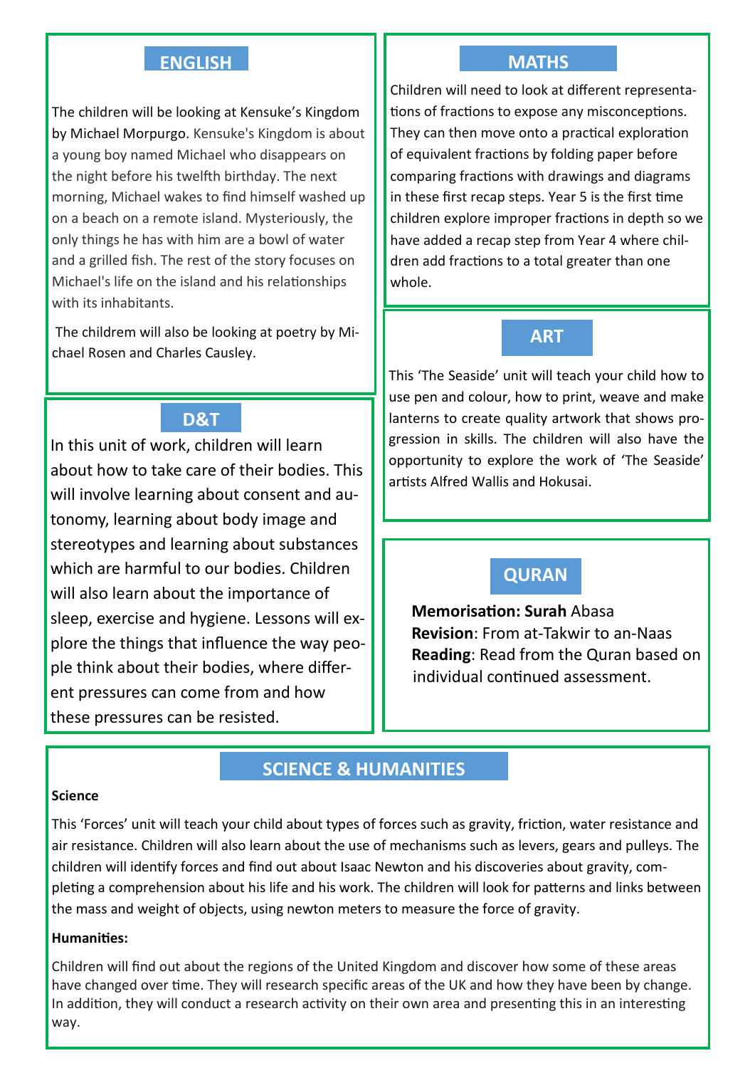## ENGLISH

The children will be looking at Kensuke's Kingdom by Michael Morpurgo. Kensuke's Kingdom is about a young boy named Michael who disappears on the night before his twelfth birthday. The next morning, Michael wakes to find himself washed up on a beach on a remote island. Mysteriously, the only things he has with him are a bowl of water and a grilled fish. The rest of the story focuses on Michael's life on the island and his relationships with its inhabitants.

The childrem will also be looking at poetry by Michael Rosen and Charles Causley.

## D&T

In this unit of work, children will learn about how to take care of their bodies. This will involve learning about consent and autonomy, learning about body image and stereotypes and learning about substances which are harmful to our bodies. Children will also learn about the importance of sleep, exercise and hygiene. Lessons will explore the things that influence the way people think about their bodies, where different pressures can come from and how these pressures can be resisted.

## MATHS

Children will need to look at different representations of fractions to expose any misconceptions. They can then move onto a practical exploration of equivalent fractions by folding paper before comparing fractions with drawings and diagrams in these first recap steps. Year 5 is the first time children explore improper fractions in depth so we have added a recap step from Year 4 where children add fractions to a total greater than one whole.

## ART

This 'The Seaside' unit will teach your child how to use pen and colour, how to print, weave and make lanterns to create quality artwork that shows progression in skills. The children will also have the opportunity to explore the work of 'The Seaside' artists Alfred Wallis and Hokusai.

## QURAN

**Memorisation: Surah** Abasa
**Revision**: From at-Takwir to an-Naas
**Reading**: Read from the Quran based on individual continued assessment.

## SCIENCE & HUMANITIES

**Science**

This 'Forces' unit will teach your child about types of forces such as gravity, friction, water resistance and air resistance. Children will also learn about the use of mechanisms such as levers, gears and pulleys. The children will identify forces and find out about Isaac Newton and his discoveries about gravity, completing a comprehension about his life and his work. The children will look for patterns and links between the mass and weight of objects, using newton meters to measure the force of gravity.

**Humanities:**

Children will find out about the regions of the United Kingdom and discover how some of these areas have changed over time. They will research specific areas of the UK and how they have been by change. In addition, they will conduct a research activity on their own area and presenting this in an interesting way.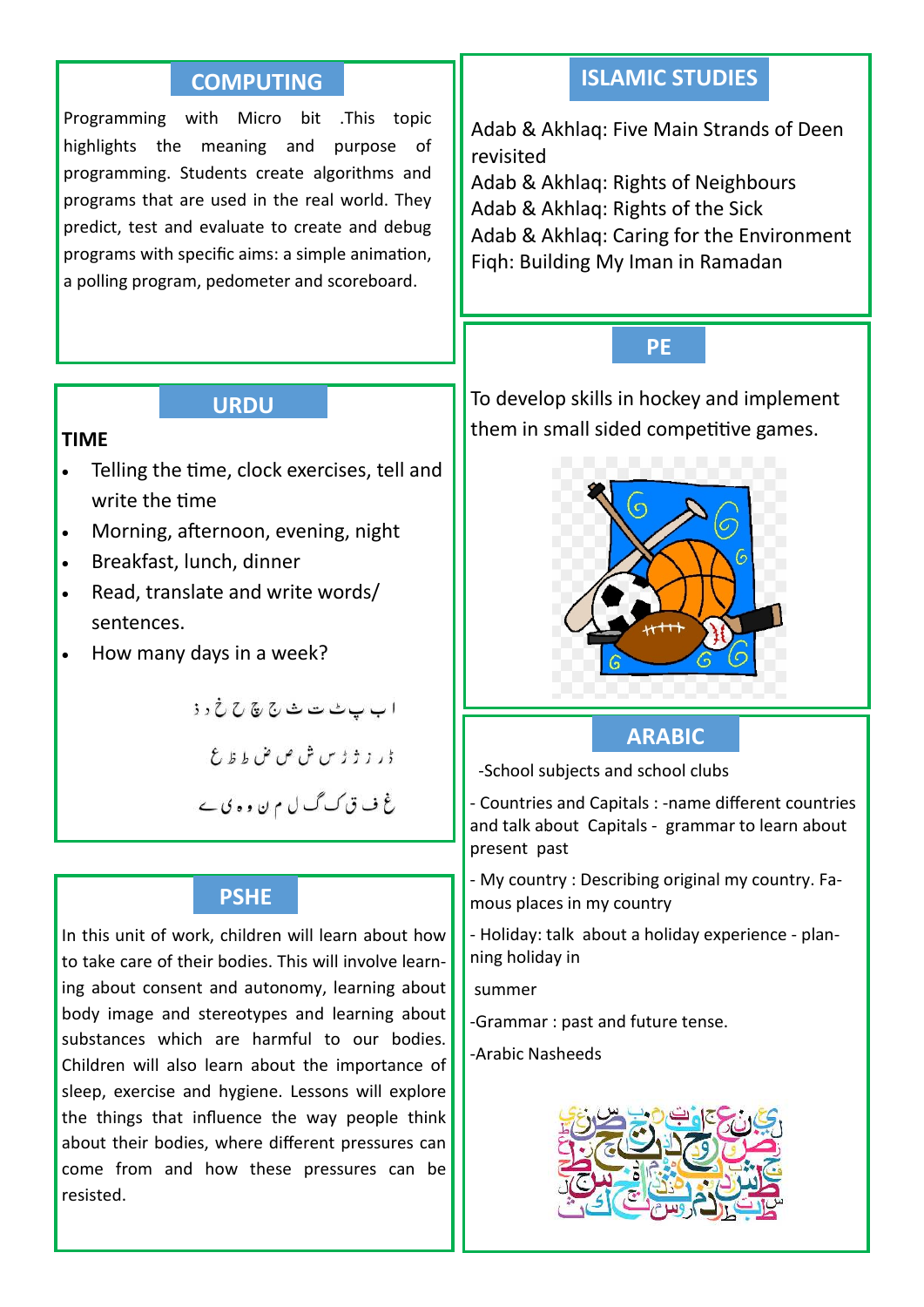## COMPUTING

Programming with Micro bit .This topic highlights the meaning and purpose of programming. Students create algorithms and programs that are used in the real world. They predict, test and evaluate to create and debug programs with specific aims: a simple animation, a polling program, pedometer and scoreboard.

## URDU

**TIME**

- Telling the time, clock exercises, tell and write the time
- Morning, afternoon, evening, night
- Breakfast, lunch, dinner
- Read, translate and write words/ sentences.
- How many days in a week?

ا ب پ ٹ ت ث ج چ ح خ د ڈ

ذ ر ز ژ س ش ص ض ط ظ ع

غ ف ق ک گ ل م ن و ہ ی ے

## PSHE

In this unit of work, children will learn about how to take care of their bodies. This will involve learning about consent and autonomy, learning about body image and stereotypes and learning about substances which are harmful to our bodies. Children will also learn about the importance of sleep, exercise and hygiene. Lessons will explore the things that influence the way people think about their bodies, where different pressures can come from and how these pressures can be resisted.

## ISLAMIC STUDIES

Adab & Akhlaq: Five Main Strands of Deen revisited
Adab & Akhlaq: Rights of Neighbours
Adab & Akhlaq: Rights of the Sick
Adab & Akhlaq: Caring for the Environment
Fiqh: Building My Iman in Ramadan

## PE

To develop skills in hockey and implement them in small sided competitive games.

## ARABIC

-School subjects and school clubs

- Countries and Capitals : -name different countries and talk about Capitals - grammar to learn about present past

- My country : Describing original my country. Famous places in my country

- Holiday: talk about a holiday experience - planning holiday in

summer

-Grammar : past and future tense.

-Arabic Nasheeds